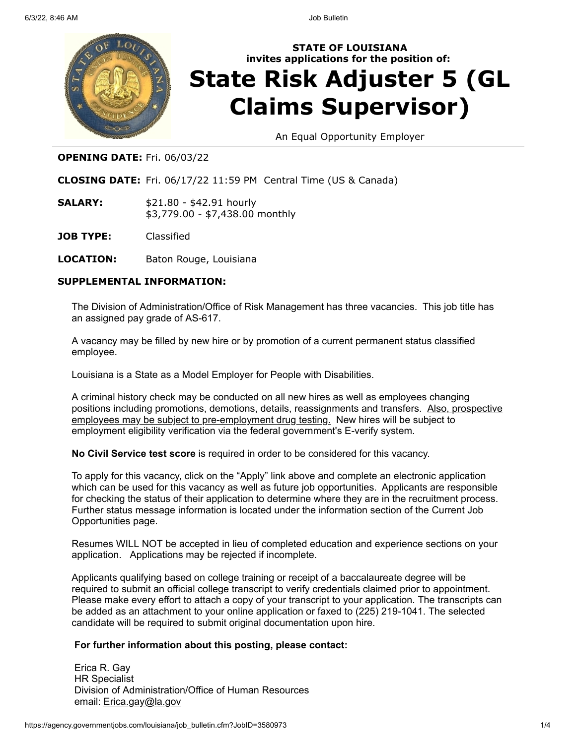**STATE OF LOUISIANA**
**invites applications for the position of:**

# State Risk Adjuster 5 (GL Claims Supervisor)

An Equal Opportunity Employer

**OPENING DATE:** Fri. 06/03/22

**CLOSING DATE:** Fri. 06/17/22 11:59 PM Central Time (US & Canada)

**SALARY:** $21.80 - $42.91 hourly
$3,779.00 - $7,438.00 monthly

**JOB TYPE:** Classified

**LOCATION:** Baton Rouge, Louisiana

**SUPPLEMENTAL INFORMATION:**

The Division of Administration/Office of Risk Management has three vacancies. This job title has an assigned pay grade of AS-617.

A vacancy may be filled by new hire or by promotion of a current permanent status classified employee.

Louisiana is a State as a Model Employer for People with Disabilities.

A criminal history check may be conducted on all new hires as well as employees changing positions including promotions, demotions, details, reassignments and transfers. Also, prospective employees may be subject to pre-employment drug testing. New hires will be subject to employment eligibility verification via the federal government's E-verify system.

**No Civil Service test score** is required in order to be considered for this vacancy.

To apply for this vacancy, click on the "Apply" link above and complete an electronic application which can be used for this vacancy as well as future job opportunities. Applicants are responsible for checking the status of their application to determine where they are in the recruitment process. Further status message information is located under the information section of the Current Job Opportunities page.

Resumes WILL NOT be accepted in lieu of completed education and experience sections on your application. Applications may be rejected if incomplete.

Applicants qualifying based on college training or receipt of a baccalaureate degree will be required to submit an official college transcript to verify credentials claimed prior to appointment. Please make every effort to attach a copy of your transcript to your application. The transcripts can be added as an attachment to your online application or faxed to (225) 219-1041. The selected candidate will be required to submit original documentation upon hire.

**For further information about this posting, please contact:**

Erica R. Gay
HR Specialist
Division of Administration/Office of Human Resources
email: Erica.gay@la.gov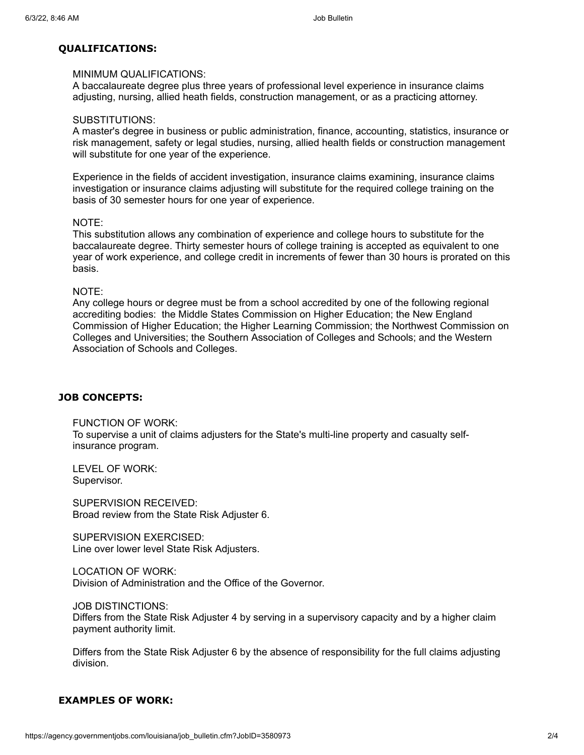## QUALIFICATIONS:

MINIMUM QUALIFICATIONS:
A baccalaureate degree plus three years of professional level experience in insurance claims adjusting, nursing, allied heath fields, construction management, or as a practicing attorney.

SUBSTITUTIONS:
A master's degree in business or public administration, finance, accounting, statistics, insurance or risk management, safety or legal studies, nursing, allied health fields or construction management will substitute for one year of the experience.

Experience in the fields of accident investigation, insurance claims examining, insurance claims investigation or insurance claims adjusting will substitute for the required college training on the basis of 30 semester hours for one year of experience.

NOTE:
This substitution allows any combination of experience and college hours to substitute for the baccalaureate degree. Thirty semester hours of college training is accepted as equivalent to one year of work experience, and college credit in increments of fewer than 30 hours is prorated on this basis.

NOTE:
Any college hours or degree must be from a school accredited by one of the following regional accrediting bodies: the Middle States Commission on Higher Education; the New England Commission of Higher Education; the Higher Learning Commission; the Northwest Commission on Colleges and Universities; the Southern Association of Colleges and Schools; and the Western Association of Schools and Colleges.

## JOB CONCEPTS:

FUNCTION OF WORK:
To supervise a unit of claims adjusters for the State's multi-line property and casualty self-insurance program.

LEVEL OF WORK:
Supervisor.

SUPERVISION RECEIVED:
Broad review from the State Risk Adjuster 6.

SUPERVISION EXERCISED:
Line over lower level State Risk Adjusters.

LOCATION OF WORK:
Division of Administration and the Office of the Governor.

JOB DISTINCTIONS:
Differs from the State Risk Adjuster 4 by serving in a supervisory capacity and by a higher claim payment authority limit.

Differs from the State Risk Adjuster 6 by the absence of responsibility for the full claims adjusting division.

## EXAMPLES OF WORK: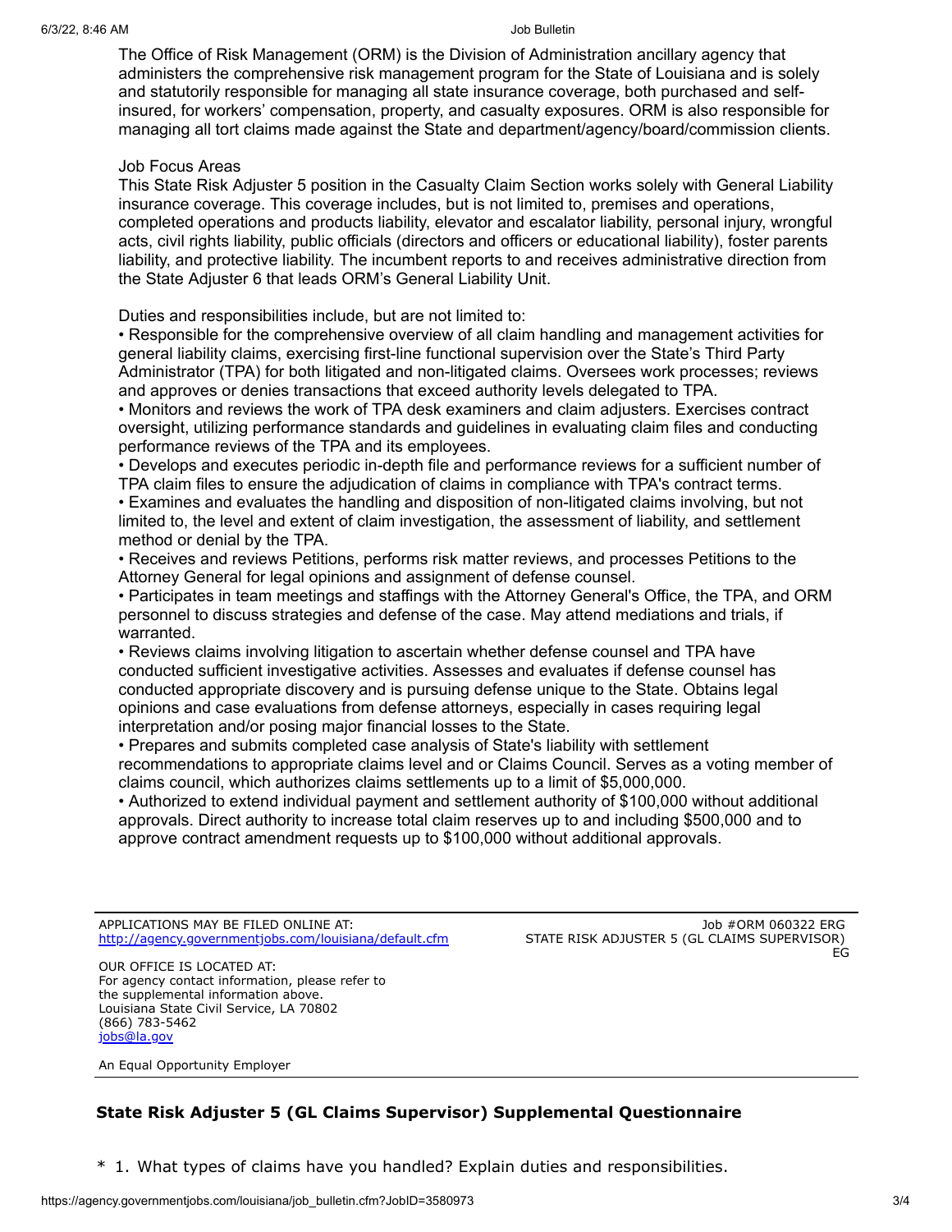The Office of Risk Management (ORM) is the Division of Administration ancillary agency that administers the comprehensive risk management program for the State of Louisiana and is solely and statutorily responsible for managing all state insurance coverage, both purchased and self-insured, for workers' compensation, property, and casualty exposures. ORM is also responsible for managing all tort claims made against the State and department/agency/board/commission clients.

Job Focus Areas
This State Risk Adjuster 5 position in the Casualty Claim Section works solely with General Liability insurance coverage. This coverage includes, but is not limited to, premises and operations, completed operations and products liability, elevator and escalator liability, personal injury, wrongful acts, civil rights liability, public officials (directors and officers or educational liability), foster parents liability, and protective liability. The incumbent reports to and receives administrative direction from the State Adjuster 6 that leads ORM's General Liability Unit.

Duties and responsibilities include, but are not limited to:

- Responsible for the comprehensive overview of all claim handling and management activities for general liability claims, exercising first-line functional supervision over the State's Third Party Administrator (TPA) for both litigated and non-litigated claims. Oversees work processes; reviews and approves or denies transactions that exceed authority levels delegated to TPA.
- Monitors and reviews the work of TPA desk examiners and claim adjusters. Exercises contract oversight, utilizing performance standards and guidelines in evaluating claim files and conducting performance reviews of the TPA and its employees.
- Develops and executes periodic in-depth file and performance reviews for a sufficient number of TPA claim files to ensure the adjudication of claims in compliance with TPA's contract terms.
- Examines and evaluates the handling and disposition of non-litigated claims involving, but not limited to, the level and extent of claim investigation, the assessment of liability, and settlement method or denial by the TPA.
- Receives and reviews Petitions, performs risk matter reviews, and processes Petitions to the Attorney General for legal opinions and assignment of defense counsel.
- Participates in team meetings and staffings with the Attorney General's Office, the TPA, and ORM personnel to discuss strategies and defense of the case. May attend mediations and trials, if warranted.
- Reviews claims involving litigation to ascertain whether defense counsel and TPA have conducted sufficient investigative activities. Assesses and evaluates if defense counsel has conducted appropriate discovery and is pursuing defense unique to the State. Obtains legal opinions and case evaluations from defense attorneys, especially in cases requiring legal interpretation and/or posing major financial losses to the State.
- Prepares and submits completed case analysis of State's liability with settlement recommendations to appropriate claims level and or Claims Council. Serves as a voting member of claims council, which authorizes claims settlements up to a limit of $5,000,000.
- Authorized to extend individual payment and settlement authority of $100,000 without additional approvals. Direct authority to increase total claim reserves up to and including $500,000 and to approve contract amendment requests up to $100,000 without additional approvals.

---

APPLICATIONS MAY BE FILED ONLINE AT:
[http://agency.governmentjobs.com/louisiana/default.cfm](http://agency.governmentjobs.com/louisiana/default.cfm)

Job #ORM 060322 ERG
STATE RISK ADJUSTER 5 (GL CLAIMS SUPERVISOR)
EG

OUR OFFICE IS LOCATED AT:
For agency contact information, please refer to the supplemental information above.
Louisiana State Civil Service, LA 70802
(866) 783-5462
[jobs@la.gov](mailto:jobs@la.gov)

An Equal Opportunity Employer

---

## State Risk Adjuster 5 (GL Claims Supervisor) Supplemental Questionnaire

\* 1. What types of claims have you handled? Explain duties and responsibilities.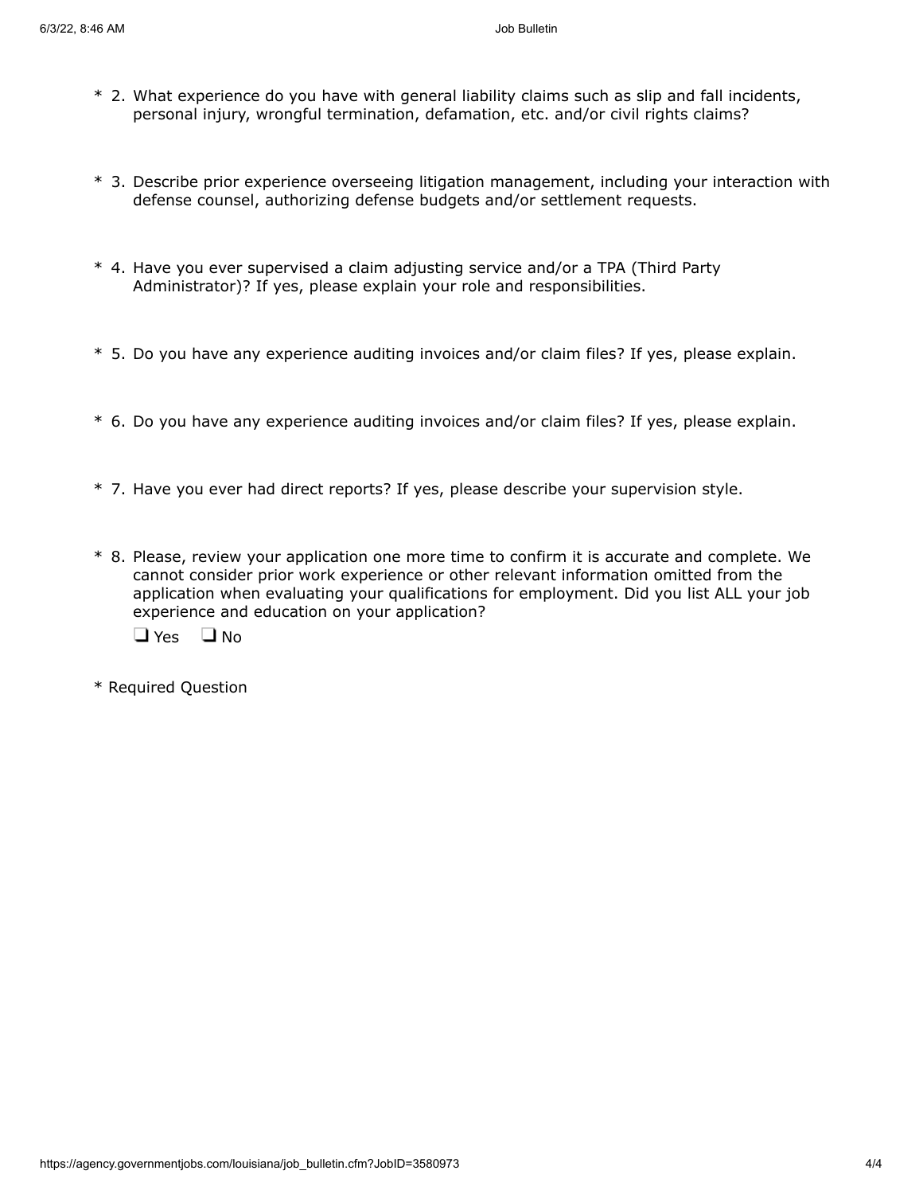\* 2. What experience do you have with general liability claims such as slip and fall incidents, personal injury, wrongful termination, defamation, etc. and/or civil rights claims?

\* 3. Describe prior experience overseeing litigation management, including your interaction with defense counsel, authorizing defense budgets and/or settlement requests.

\* 4. Have you ever supervised a claim adjusting service and/or a TPA (Third Party Administrator)? If yes, please explain your role and responsibilities.

\* 5. Do you have any experience auditing invoices and/or claim files? If yes, please explain.

\* 6. Do you have any experience auditing invoices and/or claim files? If yes, please explain.

\* 7. Have you ever had direct reports? If yes, please describe your supervision style.

\* 8. Please, review your application one more time to confirm it is accurate and complete. We cannot consider prior work experience or other relevant information omitted from the application when evaluating your qualifications for employment. Did you list ALL your job experience and education on your application?

- ❑ Yes
- ❑ No

\* Required Question